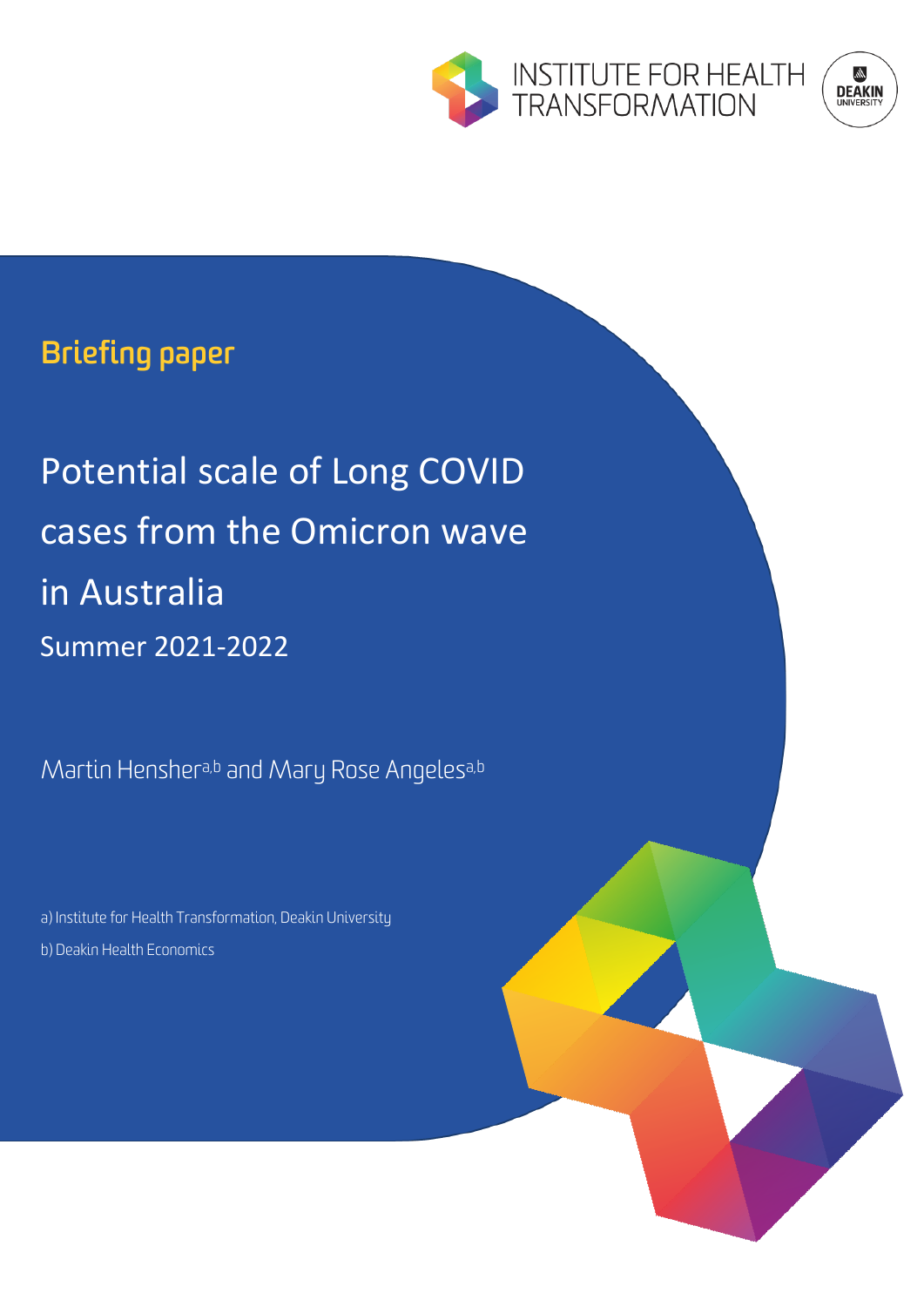INSTITUTE FOR HEALTH TRANSFORMATION

DEAKIN UNIVERSITY

**Briefing paper**

# Potential scale of Long COVID cases from the Omicron wave in Australia

## Summer 2021-2022

Martin Hensher[a,b] and Mary Rose Angeles[a,b]

a) Institute for Health Transformation, Deakin University

b) Deakin Health Economics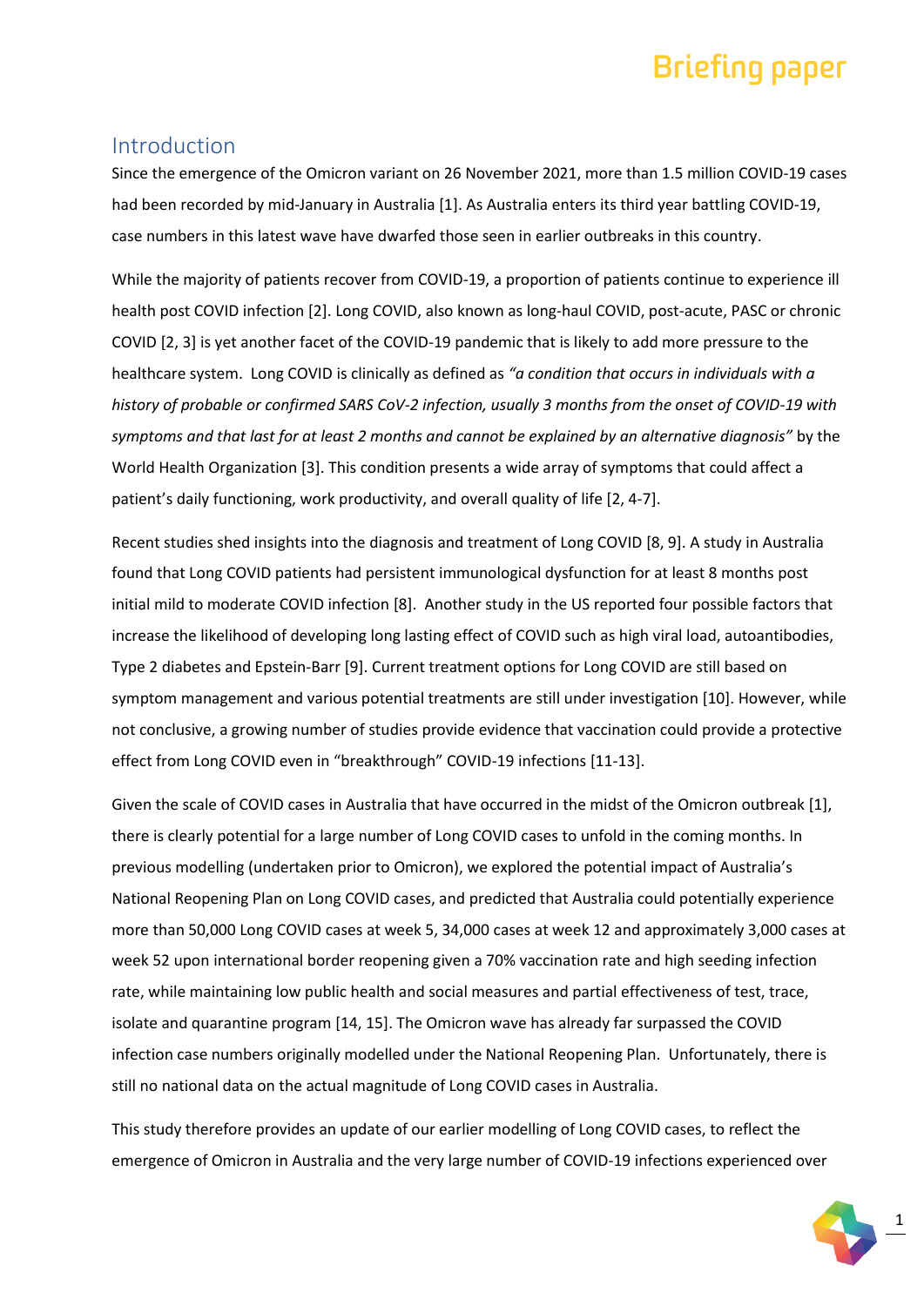## Introduction

Since the emergence of the Omicron variant on 26 November 2021, more than 1.5 million COVID-19 cases had been recorded by mid-January in Australia [1]. As Australia enters its third year battling COVID-19, case numbers in this latest wave have dwarfed those seen in earlier outbreaks in this country.

While the majority of patients recover from COVID-19, a proportion of patients continue to experience ill health post COVID infection [2]. Long COVID, also known as long-haul COVID, post-acute, PASC or chronic COVID [2, 3] is yet another facet of the COVID-19 pandemic that is likely to add more pressure to the healthcare system. Long COVID is clinically as defined as *"a condition that occurs in individuals with a history of probable or confirmed SARS CoV-2 infection, usually 3 months from the onset of COVID-19 with symptoms and that last for at least 2 months and cannot be explained by an alternative diagnosis"* by the World Health Organization [3]. This condition presents a wide array of symptoms that could affect a patient's daily functioning, work productivity, and overall quality of life [2, 4-7].

Recent studies shed insights into the diagnosis and treatment of Long COVID [8, 9]. A study in Australia found that Long COVID patients had persistent immunological dysfunction for at least 8 months post initial mild to moderate COVID infection [8]. Another study in the US reported four possible factors that increase the likelihood of developing long lasting effect of COVID such as high viral load, autoantibodies, Type 2 diabetes and Epstein-Barr [9]. Current treatment options for Long COVID are still based on symptom management and various potential treatments are still under investigation [10]. However, while not conclusive, a growing number of studies provide evidence that vaccination could provide a protective effect from Long COVID even in "breakthrough" COVID-19 infections [11-13].

Given the scale of COVID cases in Australia that have occurred in the midst of the Omicron outbreak [1], there is clearly potential for a large number of Long COVID cases to unfold in the coming months. In previous modelling (undertaken prior to Omicron), we explored the potential impact of Australia's National Reopening Plan on Long COVID cases, and predicted that Australia could potentially experience more than 50,000 Long COVID cases at week 5, 34,000 cases at week 12 and approximately 3,000 cases at week 52 upon international border reopening given a 70% vaccination rate and high seeding infection rate, while maintaining low public health and social measures and partial effectiveness of test, trace, isolate and quarantine program [14, 15]. The Omicron wave has already far surpassed the COVID infection case numbers originally modelled under the National Reopening Plan. Unfortunately, there is still no national data on the actual magnitude of Long COVID cases in Australia.

This study therefore provides an update of our earlier modelling of Long COVID cases, to reflect the emergence of Omicron in Australia and the very large number of COVID-19 infections experienced over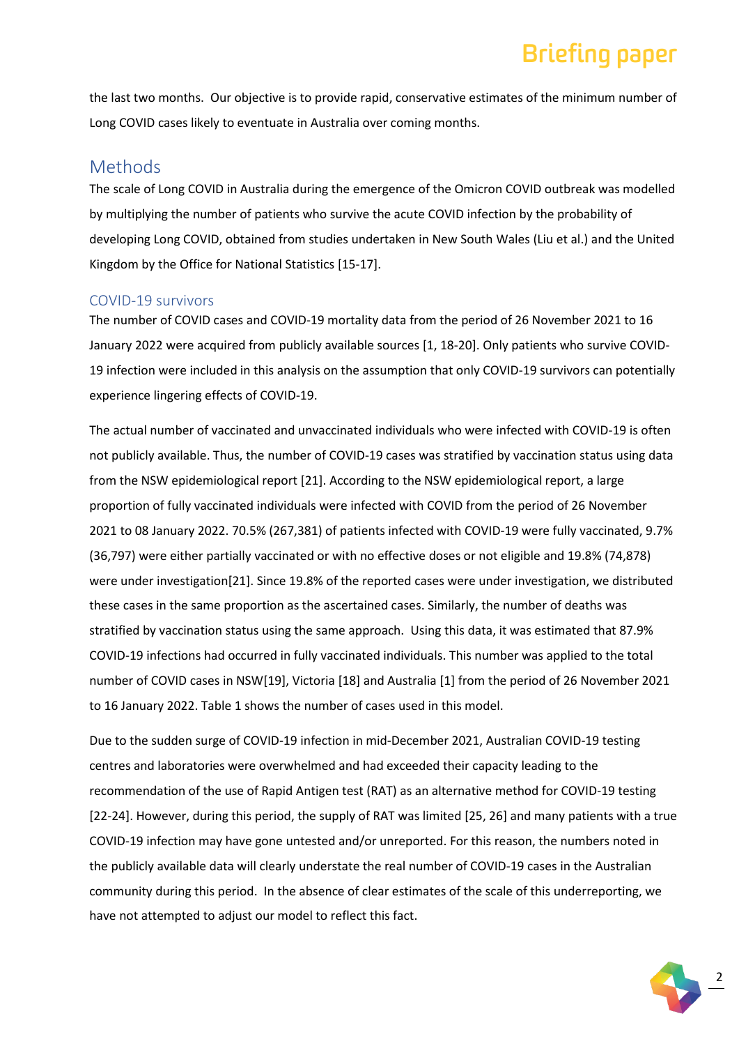the last two months. Our objective is to provide rapid, conservative estimates of the minimum number of Long COVID cases likely to eventuate in Australia over coming months.

## Methods

The scale of Long COVID in Australia during the emergence of the Omicron COVID outbreak was modelled by multiplying the number of patients who survive the acute COVID infection by the probability of developing Long COVID, obtained from studies undertaken in New South Wales (Liu et al.) and the United Kingdom by the Office for National Statistics [15-17].

### COVID-19 survivors

The number of COVID cases and COVID-19 mortality data from the period of 26 November 2021 to 16 January 2022 were acquired from publicly available sources [1, 18-20]. Only patients who survive COVID-19 infection were included in this analysis on the assumption that only COVID-19 survivors can potentially experience lingering effects of COVID-19.

The actual number of vaccinated and unvaccinated individuals who were infected with COVID-19 is often not publicly available. Thus, the number of COVID-19 cases was stratified by vaccination status using data from the NSW epidemiological report [21]. According to the NSW epidemiological report, a large proportion of fully vaccinated individuals were infected with COVID from the period of 26 November 2021 to 08 January 2022. 70.5% (267,381) of patients infected with COVID-19 were fully vaccinated, 9.7% (36,797) were either partially vaccinated or with no effective doses or not eligible and 19.8% (74,878) were under investigation[21]. Since 19.8% of the reported cases were under investigation, we distributed these cases in the same proportion as the ascertained cases. Similarly, the number of deaths was stratified by vaccination status using the same approach. Using this data, it was estimated that 87.9% COVID-19 infections had occurred in fully vaccinated individuals. This number was applied to the total number of COVID cases in NSW[19], Victoria [18] and Australia [1] from the period of 26 November 2021 to 16 January 2022. Table 1 shows the number of cases used in this model.

Due to the sudden surge of COVID-19 infection in mid-December 2021, Australian COVID-19 testing centres and laboratories were overwhelmed and had exceeded their capacity leading to the recommendation of the use of Rapid Antigen test (RAT) as an alternative method for COVID-19 testing [22-24]. However, during this period, the supply of RAT was limited [25, 26] and many patients with a true COVID-19 infection may have gone untested and/or unreported. For this reason, the numbers noted in the publicly available data will clearly understate the real number of COVID-19 cases in the Australian community during this period. In the absence of clear estimates of the scale of this underreporting, we have not attempted to adjust our model to reflect this fact.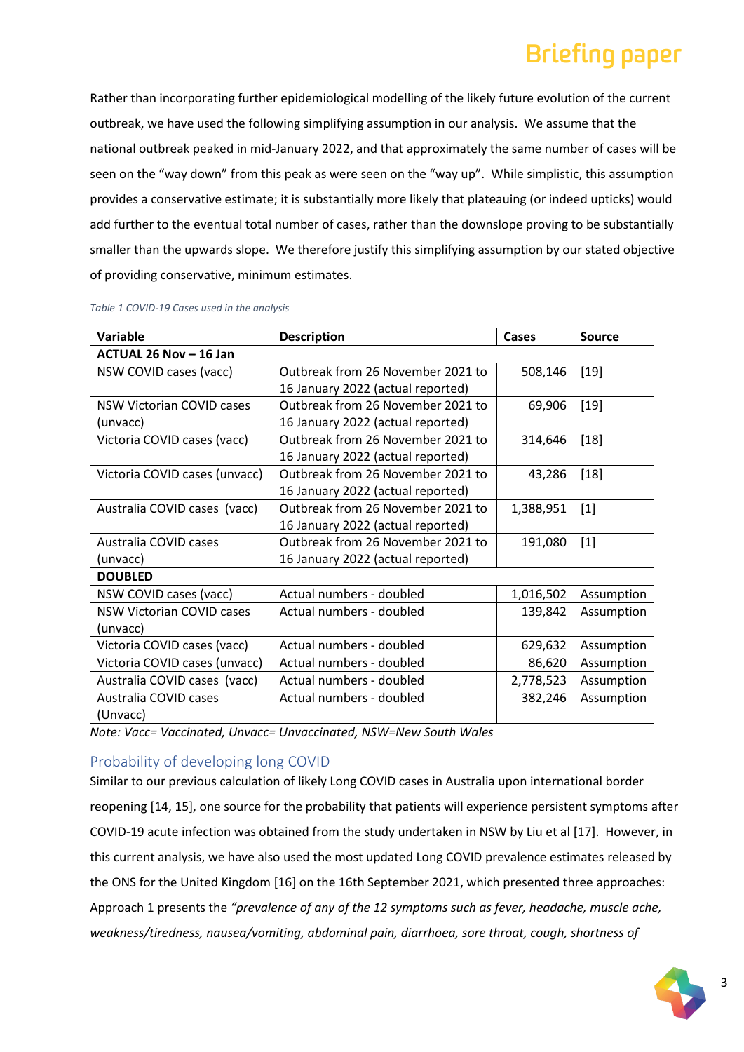Rather than incorporating further epidemiological modelling of the likely future evolution of the current outbreak, we have used the following simplifying assumption in our analysis. We assume that the national outbreak peaked in mid-January 2022, and that approximately the same number of cases will be seen on the “way down” from this peak as were seen on the “way up”. While simplistic, this assumption provides a conservative estimate; it is substantially more likely that plateauing (or indeed upticks) would add further to the eventual total number of cases, rather than the downslope proving to be substantially smaller than the upwards slope. We therefore justify this simplifying assumption by our stated objective of providing conservative, minimum estimates.

*Table 1 COVID-19 Cases used in the analysis*

| Variable | Description | Cases | Source |
|---|---|---|---|
| **ACTUAL 26 Nov – 16 Jan** | | | |
| NSW COVID cases (vacc) | Outbreak from 26 November 2021 to 16 January 2022 (actual reported) | 508,146 | [19] |
| NSW Victorian COVID cases (unvacc) | Outbreak from 26 November 2021 to 16 January 2022 (actual reported) | 69,906 | [19] |
| Victoria COVID cases (vacc) | Outbreak from 26 November 2021 to 16 January 2022 (actual reported) | 314,646 | [18] |
| Victoria COVID cases (unvacc) | Outbreak from 26 November 2021 to 16 January 2022 (actual reported) | 43,286 | [18] |
| Australia COVID cases (vacc) | Outbreak from 26 November 2021 to 16 January 2022 (actual reported) | 1,388,951 | [1] |
| Australia COVID cases (unvacc) | Outbreak from 26 November 2021 to 16 January 2022 (actual reported) | 191,080 | [1] |
| **DOUBLED** | | | |
| NSW COVID cases (vacc) | Actual numbers - doubled | 1,016,502 | Assumption |
| NSW Victorian COVID cases (unvacc) | Actual numbers - doubled | 139,842 | Assumption |
| Victoria COVID cases (vacc) | Actual numbers - doubled | 629,632 | Assumption |
| Victoria COVID cases (unvacc) | Actual numbers - doubled | 86,620 | Assumption |
| Australia COVID cases (vacc) | Actual numbers - doubled | 2,778,523 | Assumption |
| Australia COVID cases (Unvacc) | Actual numbers - doubled | 382,246 | Assumption |

*Note: Vacc= Vaccinated, Unvacc= Unvaccinated, NSW=New South Wales*

## Probability of developing long COVID

Similar to our previous calculation of likely Long COVID cases in Australia upon international border reopening [14, 15], one source for the probability that patients will experience persistent symptoms after COVID-19 acute infection was obtained from the study undertaken in NSW by Liu et al [17]. However, in this current analysis, we have also used the most updated Long COVID prevalence estimates released by the ONS for the United Kingdom [16] on the 16th September 2021, which presented three approaches: Approach 1 presents the *“prevalence of any of the 12 symptoms such as fever, headache, muscle ache, weakness/tiredness, nausea/vomiting, abdominal pain, diarrhoea, sore throat, cough, shortness of*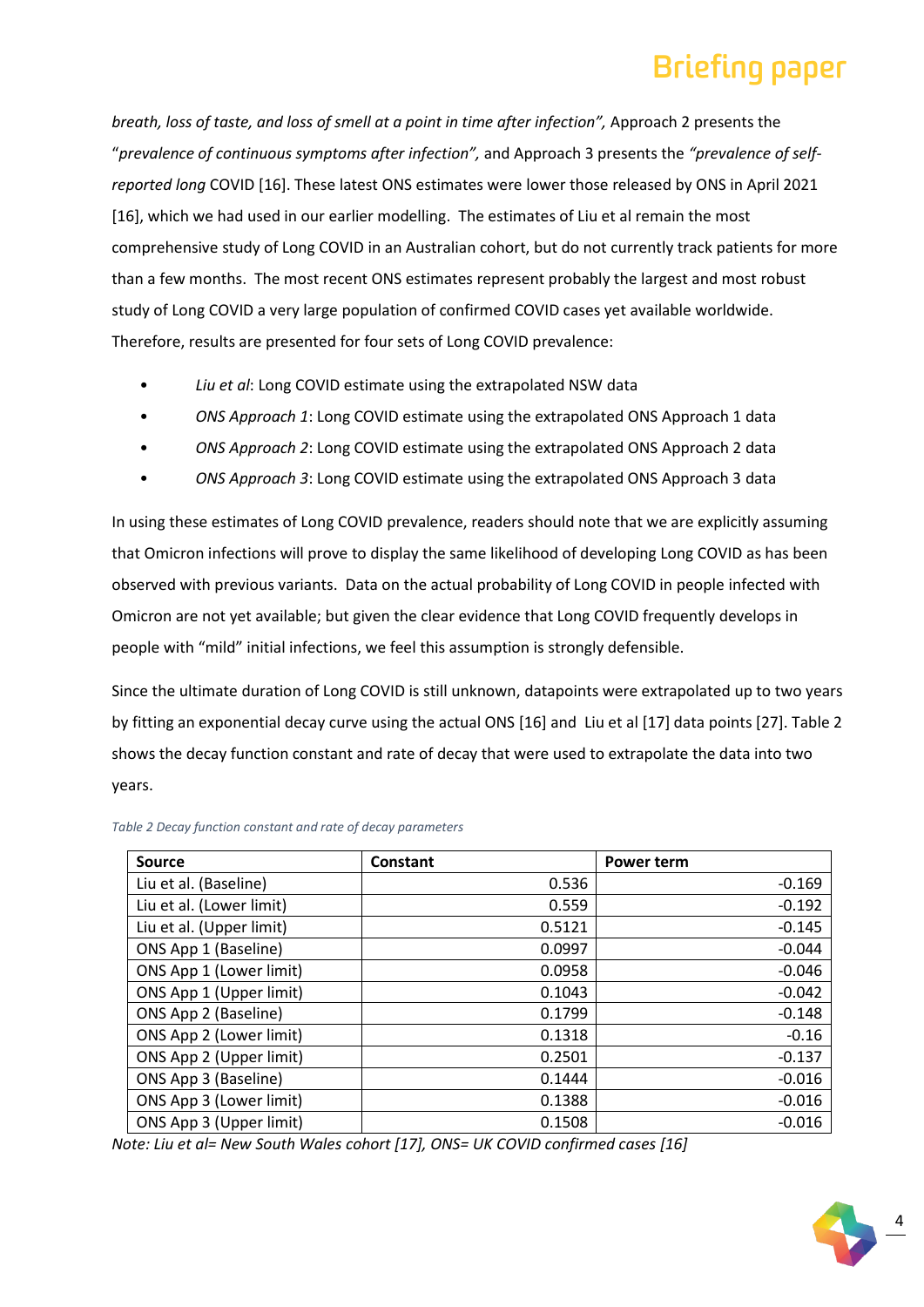*breath, loss of taste, and loss of smell at a point in time after infection",* Approach 2 presents the "*prevalence of continuous symptoms after infection",* and Approach 3 presents the *"prevalence of self-reported long* COVID [16]. These latest ONS estimates were lower those released by ONS in April 2021 [16], which we had used in our earlier modelling. The estimates of Liu et al remain the most comprehensive study of Long COVID in an Australian cohort, but do not currently track patients for more than a few months. The most recent ONS estimates represent probably the largest and most robust study of Long COVID a very large population of confirmed COVID cases yet available worldwide. Therefore, results are presented for four sets of Long COVID prevalence:

- *Liu et al*: Long COVID estimate using the extrapolated NSW data
- *ONS Approach 1*: Long COVID estimate using the extrapolated ONS Approach 1 data
- *ONS Approach 2*: Long COVID estimate using the extrapolated ONS Approach 2 data
- *ONS Approach 3*: Long COVID estimate using the extrapolated ONS Approach 3 data

In using these estimates of Long COVID prevalence, readers should note that we are explicitly assuming that Omicron infections will prove to display the same likelihood of developing Long COVID as has been observed with previous variants. Data on the actual probability of Long COVID in people infected with Omicron are not yet available; but given the clear evidence that Long COVID frequently develops in people with "mild" initial infections, we feel this assumption is strongly defensible.

Since the ultimate duration of Long COVID is still unknown, datapoints were extrapolated up to two years by fitting an exponential decay curve using the actual ONS [16] and Liu et al [17] data points [27]. Table 2 shows the decay function constant and rate of decay that were used to extrapolate the data into two years.

*Table 2 Decay function constant and rate of decay parameters*

| Source | Constant | Power term |
|---|---:|---:|
| Liu et al. (Baseline) | 0.536 | -0.169 |
| Liu et al. (Lower limit) | 0.559 | -0.192 |
| Liu et al. (Upper limit) | 0.5121 | -0.145 |
| ONS App 1 (Baseline) | 0.0997 | -0.044 |
| ONS App 1 (Lower limit) | 0.0958 | -0.046 |
| ONS App 1 (Upper limit) | 0.1043 | -0.042 |
| ONS App 2 (Baseline) | 0.1799 | -0.148 |
| ONS App 2 (Lower limit) | 0.1318 | -0.16 |
| ONS App 2 (Upper limit) | 0.2501 | -0.137 |
| ONS App 3 (Baseline) | 0.1444 | -0.016 |
| ONS App 3 (Lower limit) | 0.1388 | -0.016 |
| ONS App 3 (Upper limit) | 0.1508 | -0.016 |

*Note: Liu et al= New South Wales cohort [17], ONS= UK COVID confirmed cases [16]*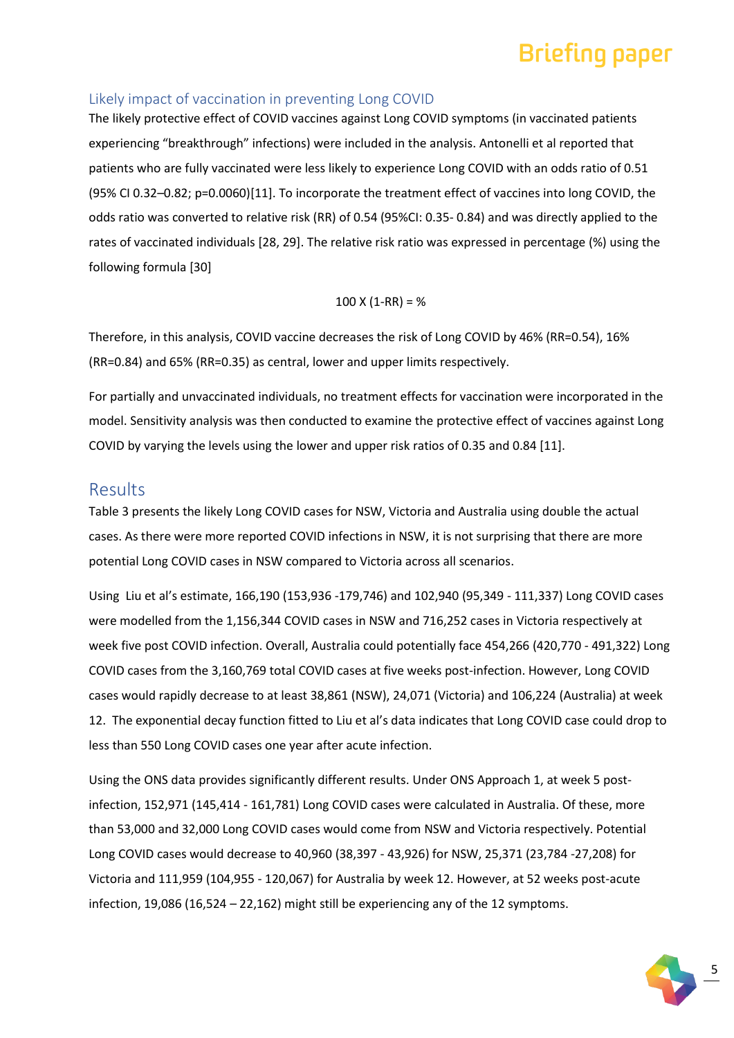### Likely impact of vaccination in preventing Long COVID

The likely protective effect of COVID vaccines against Long COVID symptoms (in vaccinated patients experiencing "breakthrough" infections) were included in the analysis. Antonelli et al reported that patients who are fully vaccinated were less likely to experience Long COVID with an odds ratio of 0.51 (95% CI 0.32–0.82; p=0.0060)[11]. To incorporate the treatment effect of vaccines into long COVID, the odds ratio was converted to relative risk (RR) of 0.54 (95%CI: 0.35- 0.84) and was directly applied to the rates of vaccinated individuals [28, 29]. The relative risk ratio was expressed in percentage (%) using the following formula [30]

$$100 \times (1\text{-RR}) = \%$$

Therefore, in this analysis, COVID vaccine decreases the risk of Long COVID by 46% (RR=0.54), 16% (RR=0.84) and 65% (RR=0.35) as central, lower and upper limits respectively.

For partially and unvaccinated individuals, no treatment effects for vaccination were incorporated in the model. Sensitivity analysis was then conducted to examine the protective effect of vaccines against Long COVID by varying the levels using the lower and upper risk ratios of 0.35 and 0.84 [11].

## Results

Table 3 presents the likely Long COVID cases for NSW, Victoria and Australia using double the actual cases. As there were more reported COVID infections in NSW, it is not surprising that there are more potential Long COVID cases in NSW compared to Victoria across all scenarios.

Using Liu et al's estimate, 166,190 (153,936 -179,746) and 102,940 (95,349 - 111,337) Long COVID cases were modelled from the 1,156,344 COVID cases in NSW and 716,252 cases in Victoria respectively at week five post COVID infection. Overall, Australia could potentially face 454,266 (420,770 - 491,322) Long COVID cases from the 3,160,769 total COVID cases at five weeks post-infection. However, Long COVID cases would rapidly decrease to at least 38,861 (NSW), 24,071 (Victoria) and 106,224 (Australia) at week 12. The exponential decay function fitted to Liu et al's data indicates that Long COVID case could drop to less than 550 Long COVID cases one year after acute infection.

Using the ONS data provides significantly different results. Under ONS Approach 1, at week 5 post-infection, 152,971 (145,414 - 161,781) Long COVID cases were calculated in Australia. Of these, more than 53,000 and 32,000 Long COVID cases would come from NSW and Victoria respectively. Potential Long COVID cases would decrease to 40,960 (38,397 - 43,926) for NSW, 25,371 (23,784 -27,208) for Victoria and 111,959 (104,955 - 120,067) for Australia by week 12. However, at 52 weeks post-acute infection, 19,086 (16,524 – 22,162) might still be experiencing any of the 12 symptoms.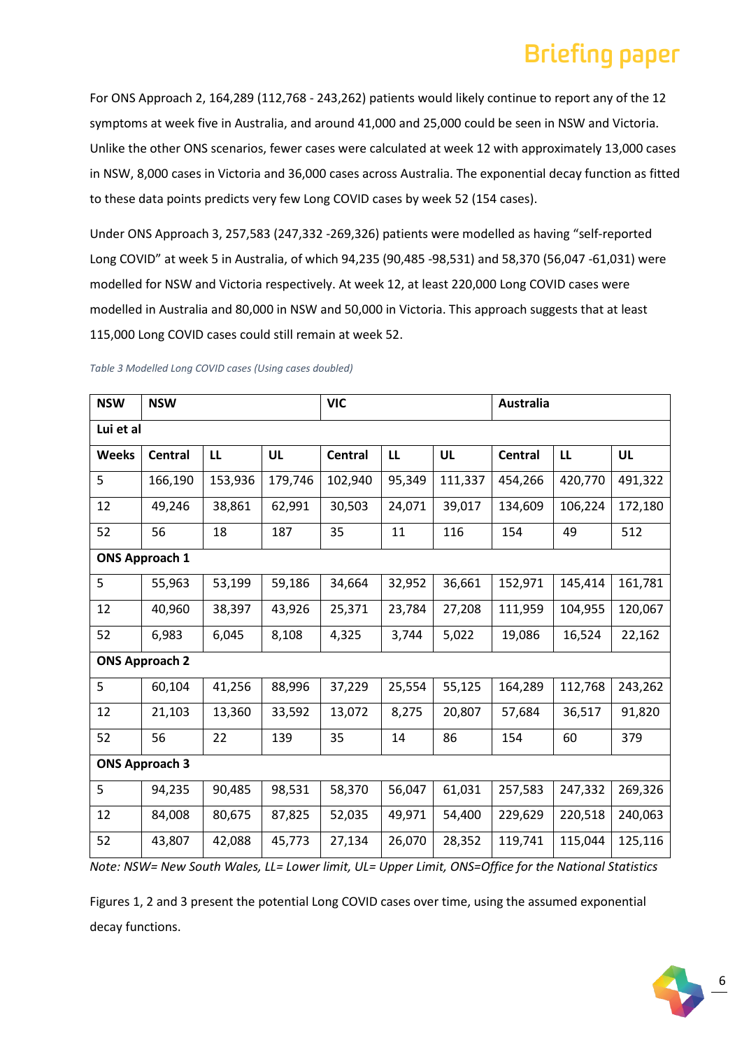For ONS Approach 2, 164,289 (112,768 - 243,262) patients would likely continue to report any of the 12 symptoms at week five in Australia, and around 41,000 and 25,000 could be seen in NSW and Victoria. Unlike the other ONS scenarios, fewer cases were calculated at week 12 with approximately 13,000 cases in NSW, 8,000 cases in Victoria and 36,000 cases across Australia. The exponential decay function as fitted to these data points predicts very few Long COVID cases by week 52 (154 cases).

Under ONS Approach 3, 257,583 (247,332 -269,326) patients were modelled as having "self-reported Long COVID" at week 5 in Australia, of which 94,235 (90,485 -98,531) and 58,370 (56,047 -61,031) were modelled for NSW and Victoria respectively. At week 12, at least 220,000 Long COVID cases were modelled in Australia and 80,000 in NSW and 50,000 in Victoria. This approach suggests that at least 115,000 Long COVID cases could still remain at week 52.

*Table 3 Modelled Long COVID cases (Using cases doubled)*

| NSW | NSW | | | VIC | | | Australia | | |
|---|---|---|---|---|---|---|---|---|---|
| **Lui et al** | | | | | | | | | |
| **Weeks** | **Central** | **LL** | **UL** | **Central** | **LL** | **UL** | **Central** | **LL** | **UL** |
| 5 | 166,190 | 153,936 | 179,746 | 102,940 | 95,349 | 111,337 | 454,266 | 420,770 | 491,322 |
| 12 | 49,246 | 38,861 | 62,991 | 30,503 | 24,071 | 39,017 | 134,609 | 106,224 | 172,180 |
| 52 | 56 | 18 | 187 | 35 | 11 | 116 | 154 | 49 | 512 |
| **ONS Approach 1** | | | | | | | | | |
| 5 | 55,963 | 53,199 | 59,186 | 34,664 | 32,952 | 36,661 | 152,971 | 145,414 | 161,781 |
| 12 | 40,960 | 38,397 | 43,926 | 25,371 | 23,784 | 27,208 | 111,959 | 104,955 | 120,067 |
| 52 | 6,983 | 6,045 | 8,108 | 4,325 | 3,744 | 5,022 | 19,086 | 16,524 | 22,162 |
| **ONS Approach 2** | | | | | | | | | |
| 5 | 60,104 | 41,256 | 88,996 | 37,229 | 25,554 | 55,125 | 164,289 | 112,768 | 243,262 |
| 12 | 21,103 | 13,360 | 33,592 | 13,072 | 8,275 | 20,807 | 57,684 | 36,517 | 91,820 |
| 52 | 56 | 22 | 139 | 35 | 14 | 86 | 154 | 60 | 379 |
| **ONS Approach 3** | | | | | | | | | |
| 5 | 94,235 | 90,485 | 98,531 | 58,370 | 56,047 | 61,031 | 257,583 | 247,332 | 269,326 |
| 12 | 84,008 | 80,675 | 87,825 | 52,035 | 49,971 | 54,400 | 229,629 | 220,518 | 240,063 |
| 52 | 43,807 | 42,088 | 45,773 | 27,134 | 26,070 | 28,352 | 119,741 | 115,044 | 125,116 |

*Note: NSW= New South Wales, LL= Lower limit, UL= Upper Limit, ONS=Office for the National Statistics*

Figures 1, 2 and 3 present the potential Long COVID cases over time, using the assumed exponential decay functions.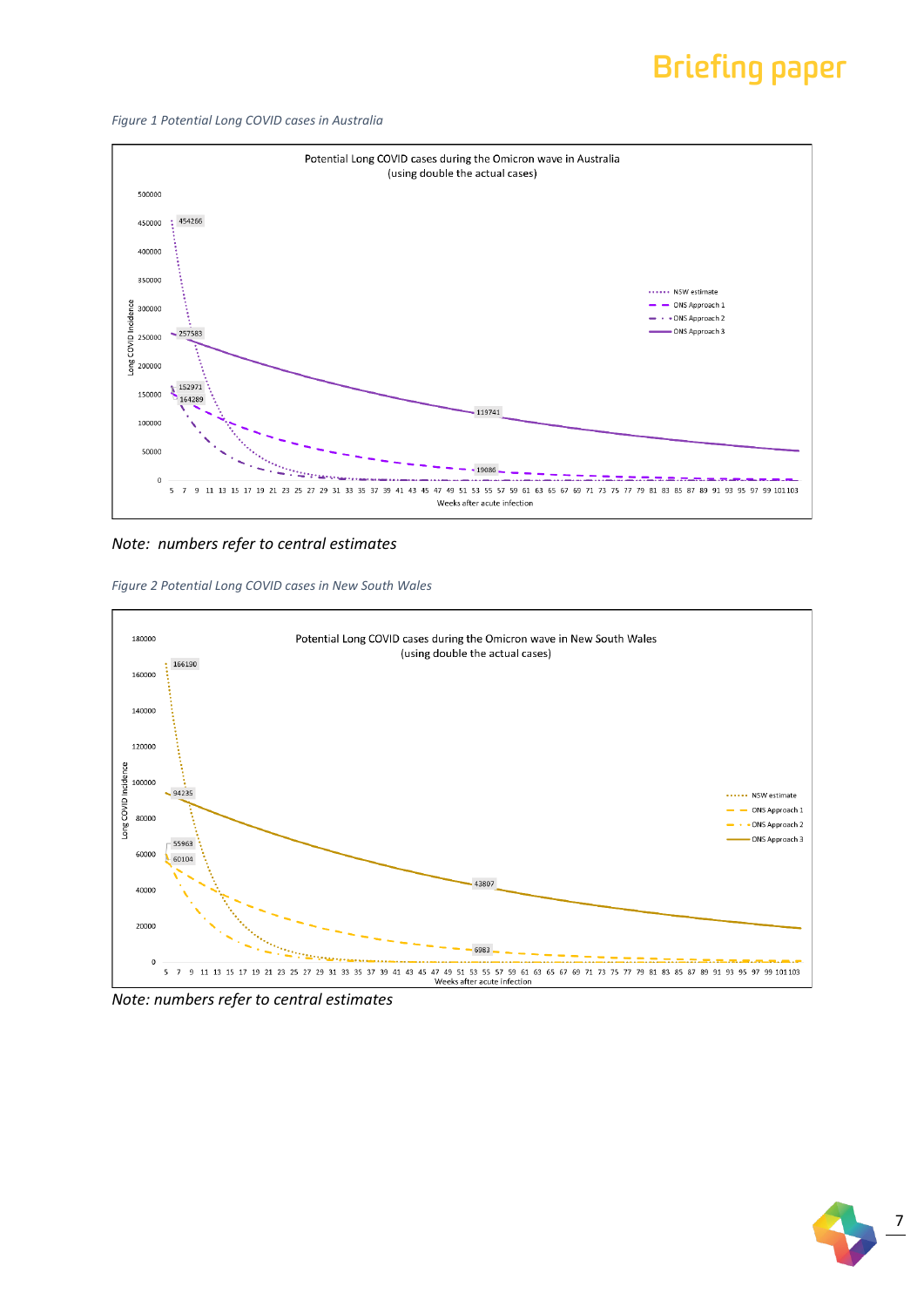*Figure 1 Potential Long COVID cases in Australia*

Potential Long COVID cases during the Omicron wave in Australia
(using double the actual cases)

*Note: numbers refer to central estimates*

*Figure 2 Potential Long COVID cases in New South Wales*

Potential Long COVID cases during the Omicron wave in New South Wales
(using double the actual cases)

*Note: numbers refer to central estimates*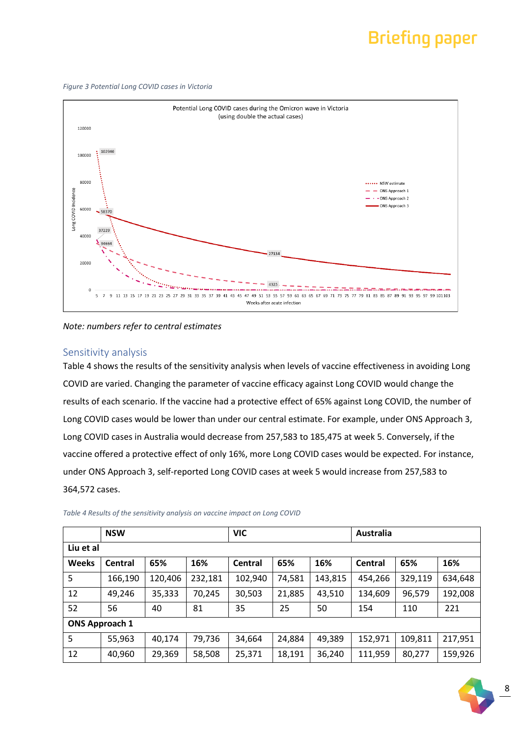*Figure 3 Potential Long COVID cases in Victoria*

*Note: numbers refer to central estimates*

## Sensitivity analysis

Table 4 shows the results of the sensitivity analysis when levels of vaccine effectiveness in avoiding Long COVID are varied. Changing the parameter of vaccine efficacy against Long COVID would change the results of each scenario. If the vaccine had a protective effect of 65% against Long COVID, the number of Long COVID cases would be lower than under our central estimate. For example, under ONS Approach 3, Long COVID cases in Australia would decrease from 257,583 to 185,475 at week 5. Conversely, if the vaccine offered a protective effect of only 16%, more Long COVID cases would be expected. For instance, under ONS Approach 3, self-reported Long COVID cases at week 5 would increase from 257,583 to 364,572 cases.

*Table 4 Results of the sensitivity analysis on vaccine impact on Long COVID*

| | NSW | | | VIC | | | Australia | | |
|---|---|---|---|---|---|---|---|---|---|
| **Liu et al** | | | | | | | | | |
| **Weeks** | **Central** | **65%** | **16%** | **Central** | **65%** | **16%** | **Central** | **65%** | **16%** |
| 5 | 166,190 | 120,406 | 232,181 | 102,940 | 74,581 | 143,815 | 454,266 | 329,119 | 634,648 |
| 12 | 49,246 | 35,333 | 70,245 | 30,503 | 21,885 | 43,510 | 134,609 | 96,579 | 192,008 |
| 52 | 56 | 40 | 81 | 35 | 25 | 50 | 154 | 110 | 221 |
| **ONS Approach 1** | | | | | | | | | |
| 5 | 55,963 | 40,174 | 79,736 | 34,664 | 24,884 | 49,389 | 152,971 | 109,811 | 217,951 |
| 12 | 40,960 | 29,369 | 58,508 | 25,371 | 18,191 | 36,240 | 111,959 | 80,277 | 159,926 |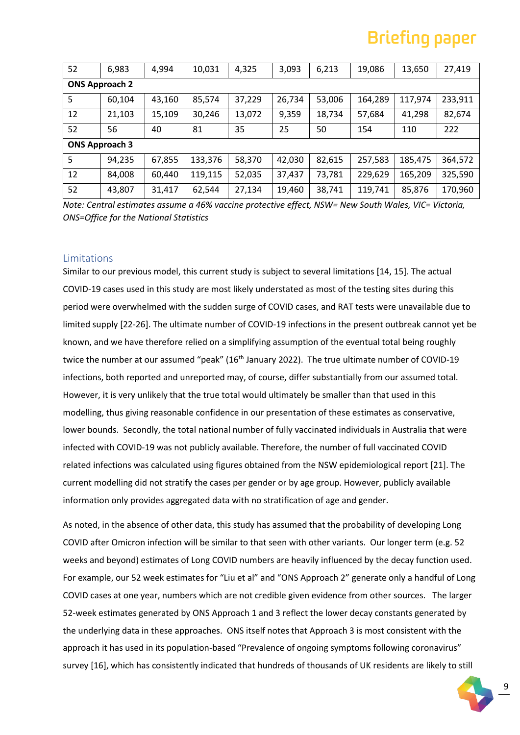| | | | | | | | | | |
|---|---|---|---|---|---|---|---|---|---|
| 52 | 6,983 | 4,994 | 10,031 | 4,325 | 3,093 | 6,213 | 19,086 | 13,650 | 27,419 |
| **ONS Approach 2** | | | | | | | | | |
| 5 | 60,104 | 43,160 | 85,574 | 37,229 | 26,734 | 53,006 | 164,289 | 117,974 | 233,911 |
| 12 | 21,103 | 15,109 | 30,246 | 13,072 | 9,359 | 18,734 | 57,684 | 41,298 | 82,674 |
| 52 | 56 | 40 | 81 | 35 | 25 | 50 | 154 | 110 | 222 |
| **ONS Approach 3** | | | | | | | | | |
| 5 | 94,235 | 67,855 | 133,376 | 58,370 | 42,030 | 82,615 | 257,583 | 185,475 | 364,572 |
| 12 | 84,008 | 60,440 | 119,115 | 52,035 | 37,437 | 73,781 | 229,629 | 165,209 | 325,590 |
| 52 | 43,807 | 31,417 | 62,544 | 27,134 | 19,460 | 38,741 | 119,741 | 85,876 | 170,960 |

*Note: Central estimates assume a 46% vaccine protective effect, NSW= New South Wales, VIC= Victoria, ONS=Office for the National Statistics*

## Limitations

Similar to our previous model, this current study is subject to several limitations [14, 15]. The actual COVID-19 cases used in this study are most likely understated as most of the testing sites during this period were overwhelmed with the sudden surge of COVID cases, and RAT tests were unavailable due to limited supply [22-26]. The ultimate number of COVID-19 infections in the present outbreak cannot yet be known, and we have therefore relied on a simplifying assumption of the eventual total being roughly twice the number at our assumed "peak" (16th January 2022). The true ultimate number of COVID-19 infections, both reported and unreported may, of course, differ substantially from our assumed total. However, it is very unlikely that the true total would ultimately be smaller than that used in this modelling, thus giving reasonable confidence in our presentation of these estimates as conservative, lower bounds. Secondly, the total national number of fully vaccinated individuals in Australia that were infected with COVID-19 was not publicly available. Therefore, the number of full vaccinated COVID related infections was calculated using figures obtained from the NSW epidemiological report [21]. The current modelling did not stratify the cases per gender or by age group. However, publicly available information only provides aggregated data with no stratification of age and gender.

As noted, in the absence of other data, this study has assumed that the probability of developing Long COVID after Omicron infection will be similar to that seen with other variants. Our longer term (e.g. 52 weeks and beyond) estimates of Long COVID numbers are heavily influenced by the decay function used. For example, our 52 week estimates for "Liu et al" and "ONS Approach 2" generate only a handful of Long COVID cases at one year, numbers which are not credible given evidence from other sources. The larger 52-week estimates generated by ONS Approach 1 and 3 reflect the lower decay constants generated by the underlying data in these approaches. ONS itself notes that Approach 3 is most consistent with the approach it has used in its population-based "Prevalence of ongoing symptoms following coronavirus" survey [16], which has consistently indicated that hundreds of thousands of UK residents are likely to still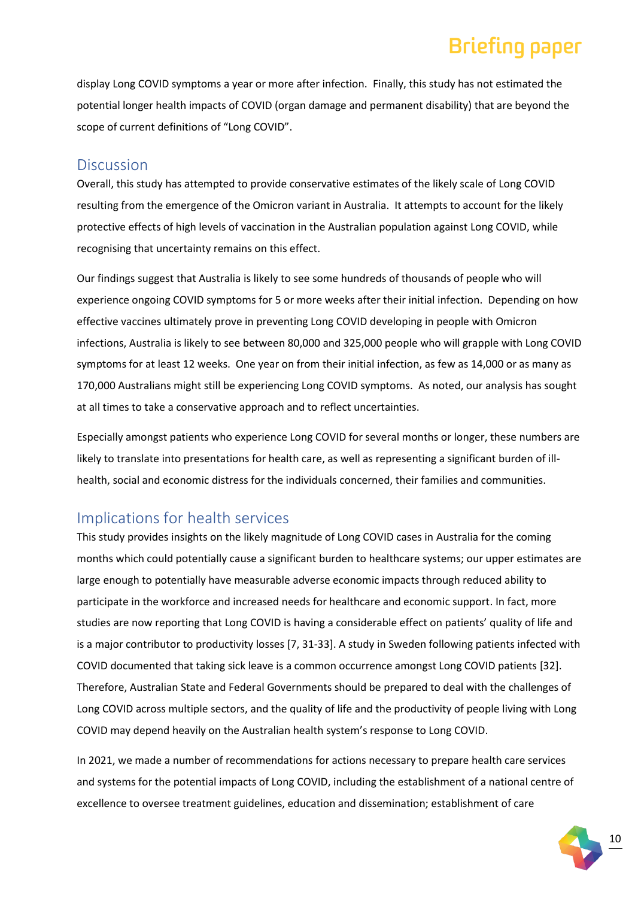display Long COVID symptoms a year or more after infection. Finally, this study has not estimated the potential longer health impacts of COVID (organ damage and permanent disability) that are beyond the scope of current definitions of "Long COVID".

## Discussion

Overall, this study has attempted to provide conservative estimates of the likely scale of Long COVID resulting from the emergence of the Omicron variant in Australia. It attempts to account for the likely protective effects of high levels of vaccination in the Australian population against Long COVID, while recognising that uncertainty remains on this effect.

Our findings suggest that Australia is likely to see some hundreds of thousands of people who will experience ongoing COVID symptoms for 5 or more weeks after their initial infection. Depending on how effective vaccines ultimately prove in preventing Long COVID developing in people with Omicron infections, Australia is likely to see between 80,000 and 325,000 people who will grapple with Long COVID symptoms for at least 12 weeks. One year on from their initial infection, as few as 14,000 or as many as 170,000 Australians might still be experiencing Long COVID symptoms. As noted, our analysis has sought at all times to take a conservative approach and to reflect uncertainties.

Especially amongst patients who experience Long COVID for several months or longer, these numbers are likely to translate into presentations for health care, as well as representing a significant burden of ill-health, social and economic distress for the individuals concerned, their families and communities.

## Implications for health services

This study provides insights on the likely magnitude of Long COVID cases in Australia for the coming months which could potentially cause a significant burden to healthcare systems; our upper estimates are large enough to potentially have measurable adverse economic impacts through reduced ability to participate in the workforce and increased needs for healthcare and economic support. In fact, more studies are now reporting that Long COVID is having a considerable effect on patients' quality of life and is a major contributor to productivity losses [7, 31-33]. A study in Sweden following patients infected with COVID documented that taking sick leave is a common occurrence amongst Long COVID patients [32]. Therefore, Australian State and Federal Governments should be prepared to deal with the challenges of Long COVID across multiple sectors, and the quality of life and the productivity of people living with Long COVID may depend heavily on the Australian health system's response to Long COVID.

In 2021, we made a number of recommendations for actions necessary to prepare health care services and systems for the potential impacts of Long COVID, including the establishment of a national centre of excellence to oversee treatment guidelines, education and dissemination; establishment of care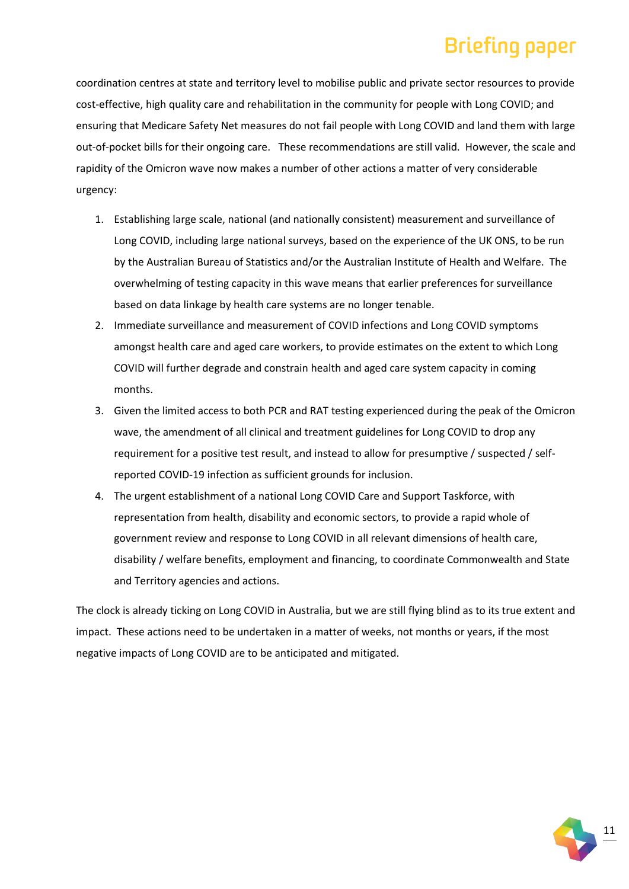coordination centres at state and territory level to mobilise public and private sector resources to provide cost-effective, high quality care and rehabilitation in the community for people with Long COVID; and ensuring that Medicare Safety Net measures do not fail people with Long COVID and land them with large out-of-pocket bills for their ongoing care. These recommendations are still valid. However, the scale and rapidity of the Omicron wave now makes a number of other actions a matter of very considerable urgency:

1. Establishing large scale, national (and nationally consistent) measurement and surveillance of Long COVID, including large national surveys, based on the experience of the UK ONS, to be run by the Australian Bureau of Statistics and/or the Australian Institute of Health and Welfare. The overwhelming of testing capacity in this wave means that earlier preferences for surveillance based on data linkage by health care systems are no longer tenable.
2. Immediate surveillance and measurement of COVID infections and Long COVID symptoms amongst health care and aged care workers, to provide estimates on the extent to which Long COVID will further degrade and constrain health and aged care system capacity in coming months.
3. Given the limited access to both PCR and RAT testing experienced during the peak of the Omicron wave, the amendment of all clinical and treatment guidelines for Long COVID to drop any requirement for a positive test result, and instead to allow for presumptive / suspected / self-reported COVID-19 infection as sufficient grounds for inclusion.
4. The urgent establishment of a national Long COVID Care and Support Taskforce, with representation from health, disability and economic sectors, to provide a rapid whole of government review and response to Long COVID in all relevant dimensions of health care, disability / welfare benefits, employment and financing, to coordinate Commonwealth and State and Territory agencies and actions.

The clock is already ticking on Long COVID in Australia, but we are still flying blind as to its true extent and impact. These actions need to be undertaken in a matter of weeks, not months or years, if the most negative impacts of Long COVID are to be anticipated and mitigated.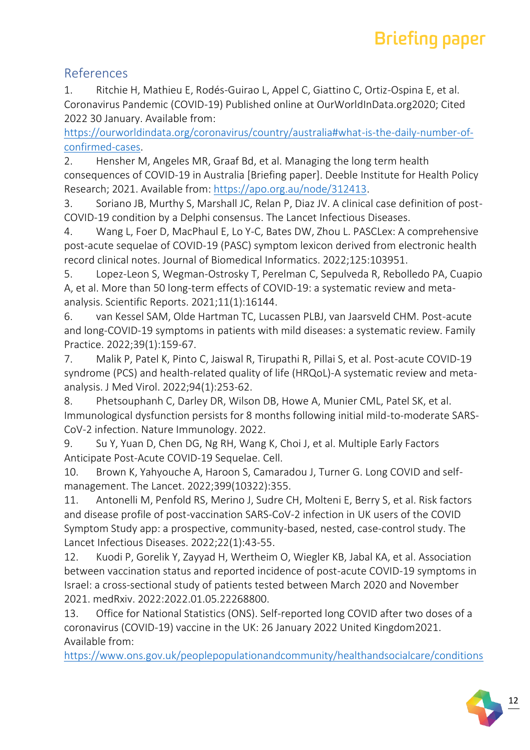## References

1. Ritchie H, Mathieu E, Rodés-Guirao L, Appel C, Giattino C, Ortiz-Ospina E, et al. Coronavirus Pandemic (COVID-19) Published online at OurWorldInData.org2020; Cited 2022 30 January. Available from: https://ourworldindata.org/coronavirus/country/australia#what-is-the-daily-number-of-confirmed-cases.
2. Hensher M, Angeles MR, Graaf Bd, et al. Managing the long term health consequences of COVID-19 in Australia [Briefing paper]. Deeble Institute for Health Policy Research; 2021. Available from: https://apo.org.au/node/312413.
3. Soriano JB, Murthy S, Marshall JC, Relan P, Diaz JV. A clinical case definition of post-COVID-19 condition by a Delphi consensus. The Lancet Infectious Diseases.
4. Wang L, Foer D, MacPhaul E, Lo Y-C, Bates DW, Zhou L. PASCLex: A comprehensive post-acute sequelae of COVID-19 (PASC) symptom lexicon derived from electronic health record clinical notes. Journal of Biomedical Informatics. 2022;125:103951.
5. Lopez-Leon S, Wegman-Ostrosky T, Perelman C, Sepulveda R, Rebolledo PA, Cuapio A, et al. More than 50 long-term effects of COVID-19: a systematic review and meta-analysis. Scientific Reports. 2021;11(1):16144.
6. van Kessel SAM, Olde Hartman TC, Lucassen PLBJ, van Jaarsveld CHM. Post-acute and long-COVID-19 symptoms in patients with mild diseases: a systematic review. Family Practice. 2022;39(1):159-67.
7. Malik P, Patel K, Pinto C, Jaiswal R, Tirupathi R, Pillai S, et al. Post-acute COVID-19 syndrome (PCS) and health-related quality of life (HRQoL)-A systematic review and meta-analysis. J Med Virol. 2022;94(1):253-62.
8. Phetsouphanh C, Darley DR, Wilson DB, Howe A, Munier CML, Patel SK, et al. Immunological dysfunction persists for 8 months following initial mild-to-moderate SARS-CoV-2 infection. Nature Immunology. 2022.
9. Su Y, Yuan D, Chen DG, Ng RH, Wang K, Choi J, et al. Multiple Early Factors Anticipate Post-Acute COVID-19 Sequelae. Cell.
10. Brown K, Yahyouche A, Haroon S, Camaradou J, Turner G. Long COVID and self-management. The Lancet. 2022;399(10322):355.
11. Antonelli M, Penfold RS, Merino J, Sudre CH, Molteni E, Berry S, et al. Risk factors and disease profile of post-vaccination SARS-CoV-2 infection in UK users of the COVID Symptom Study app: a prospective, community-based, nested, case-control study. The Lancet Infectious Diseases. 2022;22(1):43-55.
12. Kuodi P, Gorelik Y, Zayyad H, Wertheim O, Wiegler KB, Jabal KA, et al. Association between vaccination status and reported incidence of post-acute COVID-19 symptoms in Israel: a cross-sectional study of patients tested between March 2020 and November 2021. medRxiv. 2022:2022.01.05.22268800.
13. Office for National Statistics (ONS). Self-reported long COVID after two doses of a coronavirus (COVID-19) vaccine in the UK: 26 January 2022 United Kingdom2021. Available from: https://www.ons.gov.uk/peoplepopulationandcommunity/healthandsocialcare/conditions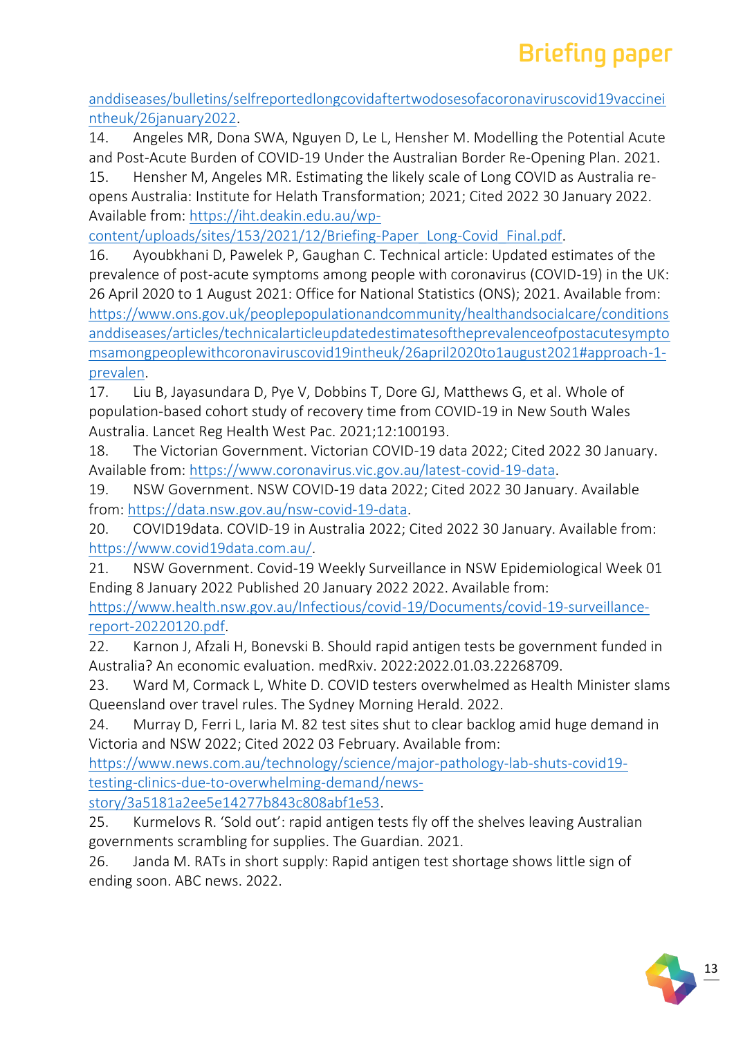anddiseases/bulletins/selfreportedlongcovidaftertwodosesofacoronaviruscovid19vaccineintheuk/26january2022.

14. Angeles MR, Dona SWA, Nguyen D, Le L, Hensher M. Modelling the Potential Acute and Post-Acute Burden of COVID-19 Under the Australian Border Re-Opening Plan. 2021.

15. Hensher M, Angeles MR. Estimating the likely scale of Long COVID as Australia re-opens Australia: Institute for Helath Transformation; 2021; Cited 2022 30 January 2022. Available from: https://iht.deakin.edu.au/wp-content/uploads/sites/153/2021/12/Briefing-Paper_Long-Covid_Final.pdf.

16. Ayoubkhani D, Pawelek P, Gaughan C. Technical article: Updated estimates of the prevalence of post-acute symptoms among people with coronavirus (COVID-19) in the UK: 26 April 2020 to 1 August 2021: Office for National Statistics (ONS); 2021. Available from: https://www.ons.gov.uk/peoplepopulationandcommunity/healthandsocialcare/conditionsanddiseases/articles/technicalarticleupdatedestimatesoftheprevalenceofpostacutesymptomsamongpeoplewithcoronaviruscovid19intheuk/26april2020to1august2021#approach-1-prevalen.

17. Liu B, Jayasundara D, Pye V, Dobbins T, Dore GJ, Matthews G, et al. Whole of population-based cohort study of recovery time from COVID-19 in New South Wales Australia. Lancet Reg Health West Pac. 2021;12:100193.

18. The Victorian Government. Victorian COVID-19 data 2022; Cited 2022 30 January. Available from: https://www.coronavirus.vic.gov.au/latest-covid-19-data.

19. NSW Government. NSW COVID-19 data 2022; Cited 2022 30 January. Available from: https://data.nsw.gov.au/nsw-covid-19-data.

20. COVID19data. COVID-19 in Australia 2022; Cited 2022 30 January. Available from: https://www.covid19data.com.au/.

21. NSW Government. Covid-19 Weekly Surveillance in NSW Epidemiological Week 01 Ending 8 January 2022 Published 20 January 2022 2022. Available from: https://www.health.nsw.gov.au/Infectious/covid-19/Documents/covid-19-surveillance-report-20220120.pdf.

22. Karnon J, Afzali H, Bonevski B. Should rapid antigen tests be government funded in Australia? An economic evaluation. medRxiv. 2022:2022.01.03.22268709.

23. Ward M, Cormack L, White D. COVID testers overwhelmed as Health Minister slams Queensland over travel rules. The Sydney Morning Herald. 2022.

24. Murray D, Ferri L, Iaria M. 82 test sites shut to clear backlog amid huge demand in Victoria and NSW 2022; Cited 2022 03 February. Available from: https://www.news.com.au/technology/science/major-pathology-lab-shuts-covid19-testing-clinics-due-to-overwhelming-demand/news-story/3a5181a2ee5e14277b843c808abf1e53.

25. Kurmelovs R. 'Sold out': rapid antigen tests fly off the shelves leaving Australian governments scrambling for supplies. The Guardian. 2021.

26. Janda M. RATs in short supply: Rapid antigen test shortage shows little sign of ending soon. ABC news. 2022.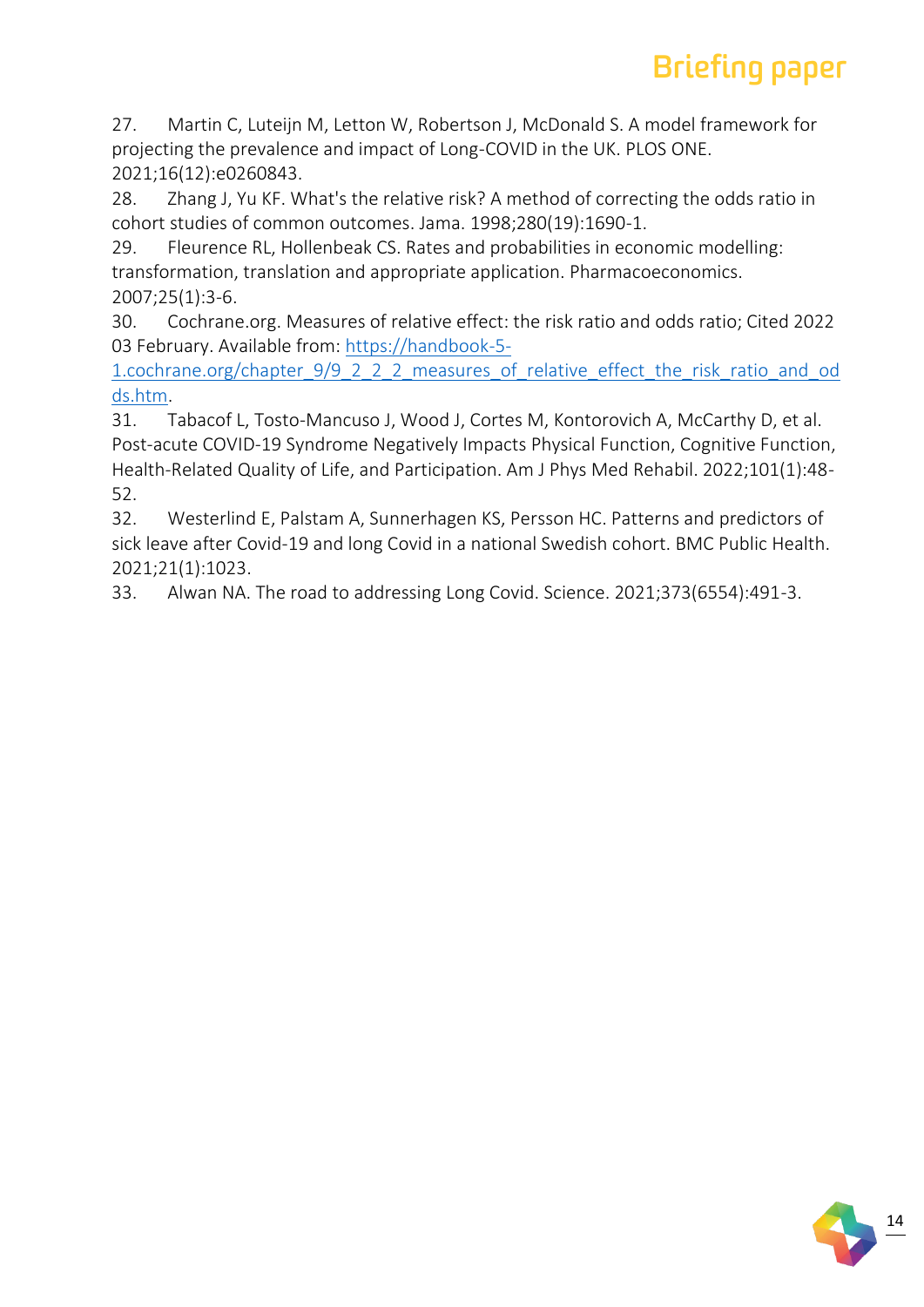27. Martin C, Luteijn M, Letton W, Robertson J, McDonald S. A model framework for projecting the prevalence and impact of Long-COVID in the UK. PLOS ONE. 2021;16(12):e0260843.
28. Zhang J, Yu KF. What's the relative risk? A method of correcting the odds ratio in cohort studies of common outcomes. Jama. 1998;280(19):1690-1.
29. Fleurence RL, Hollenbeak CS. Rates and probabilities in economic modelling: transformation, translation and appropriate application. Pharmacoeconomics. 2007;25(1):3-6.
30. Cochrane.org. Measures of relative effect: the risk ratio and odds ratio; Cited 2022 03 February. Available from: [https://handbook-5-1.cochrane.org/chapter_9/9_2_2_2_measures_of_relative_effect_the_risk_ratio_and_odds.htm](https://handbook-5-1.cochrane.org/chapter_9/9_2_2_2_measures_of_relative_effect_the_risk_ratio_and_odds.htm).
31. Tabacof L, Tosto-Mancuso J, Wood J, Cortes M, Kontorovich A, McCarthy D, et al. Post-acute COVID-19 Syndrome Negatively Impacts Physical Function, Cognitive Function, Health-Related Quality of Life, and Participation. Am J Phys Med Rehabil. 2022;101(1):48-52.
32. Westerlind E, Palstam A, Sunnerhagen KS, Persson HC. Patterns and predictors of sick leave after Covid-19 and long Covid in a national Swedish cohort. BMC Public Health. 2021;21(1):1023.
33. Alwan NA. The road to addressing Long Covid. Science. 2021;373(6554):491-3.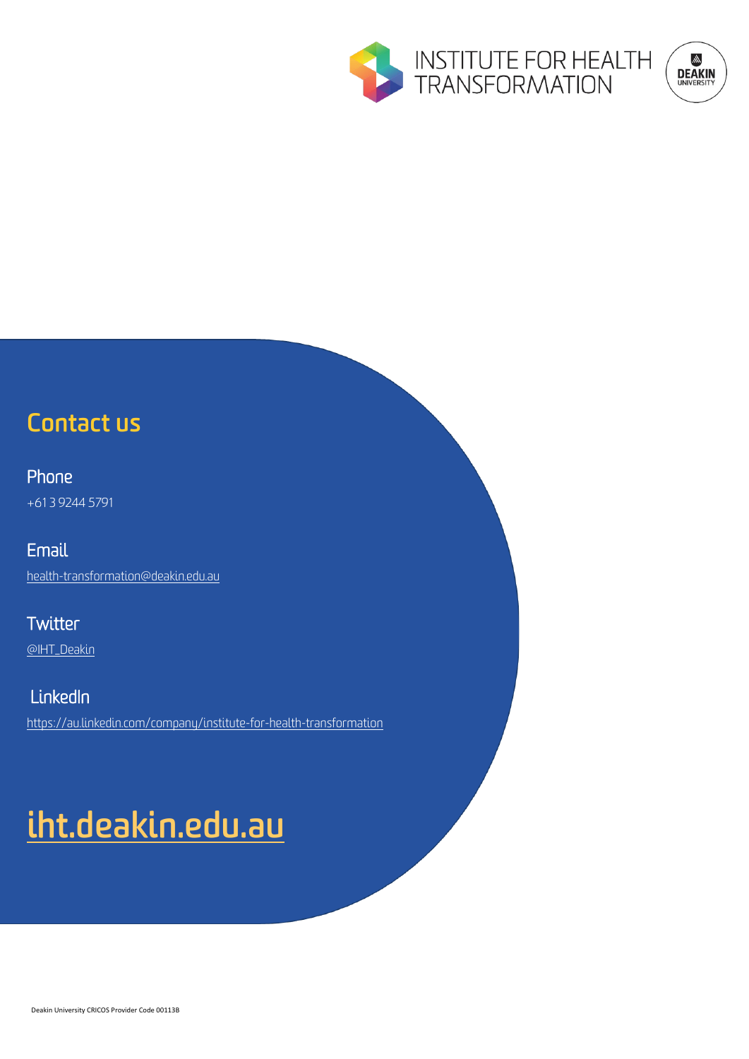INSTITUTE FOR HEALTH TRANSFORMATION

DEAKIN UNIVERSITY

## Contact us

### Phone

+61 3 9244 5791

### Email

health-transformation@deakin.edu.au

### Twitter

@IHT_Deakin

### LinkedIn

https://au.linkedin.com/company/institute-for-health-transformation

# iht.deakin.edu.au

Deakin University CRICOS Provider Code 00113B